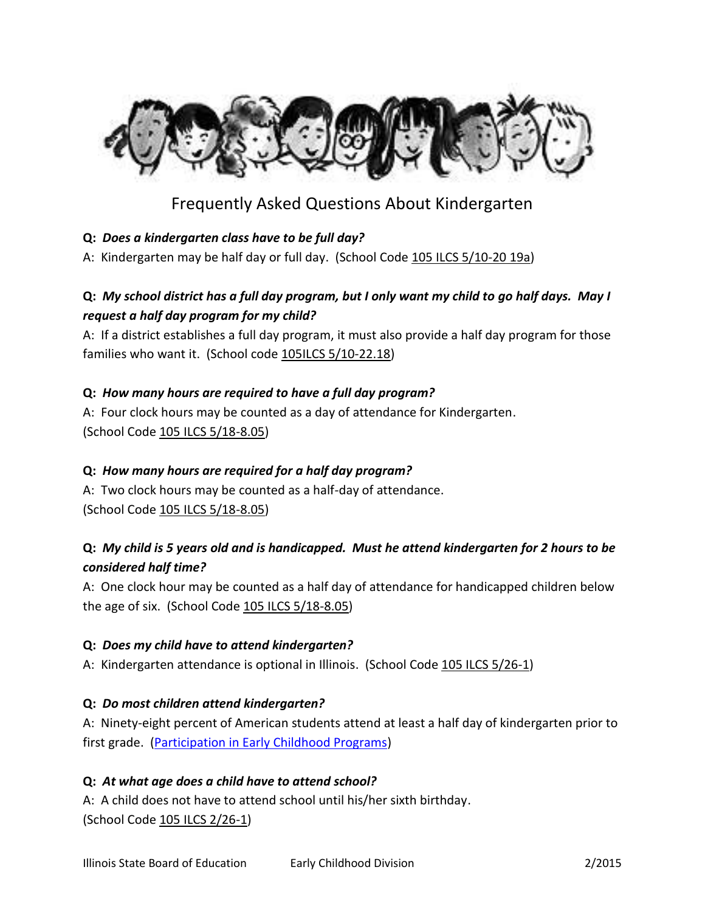# Frequently Asked Questions About Kindergarten

**Q:** ***Does a kindergarten class have to be full day?***

A: Kindergarten may be half day or full day. (School Code 105 ILCS 5/10-20 19a)

**Q:** ***My school district has a full day program, but I only want my child to go half days. May I request a half day program for my child?***

A: If a district establishes a full day program, it must also provide a half day program for those families who want it. (School code 105ILCS 5/10-22.18)

**Q:** ***How many hours are required to have a full day program?***

A: Four clock hours may be counted as a day of attendance for Kindergarten. (School Code 105 ILCS 5/18-8.05)

**Q:** ***How many hours are required for a half day program?***

A: Two clock hours may be counted as a half-day of attendance. (School Code 105 ILCS 5/18-8.05)

**Q:** ***My child is 5 years old and is handicapped. Must he attend kindergarten for 2 hours to be considered half time?***

A: One clock hour may be counted as a half day of attendance for handicapped children below the age of six. (School Code 105 ILCS 5/18-8.05)

**Q:** ***Does my child have to attend kindergarten?***

A: Kindergarten attendance is optional in Illinois. (School Code 105 ILCS 5/26-1)

**Q:** ***Do most children attend kindergarten?***

A: Ninety-eight percent of American students attend at least a half day of kindergarten prior to first grade. (Participation in Early Childhood Programs)

**Q:** ***At what age does a child have to attend school?***

A: A child does not have to attend school until his/her sixth birthday. (School Code 105 ILCS 2/26-1)

Illinois State Board of Education Early Childhood Division 2/2015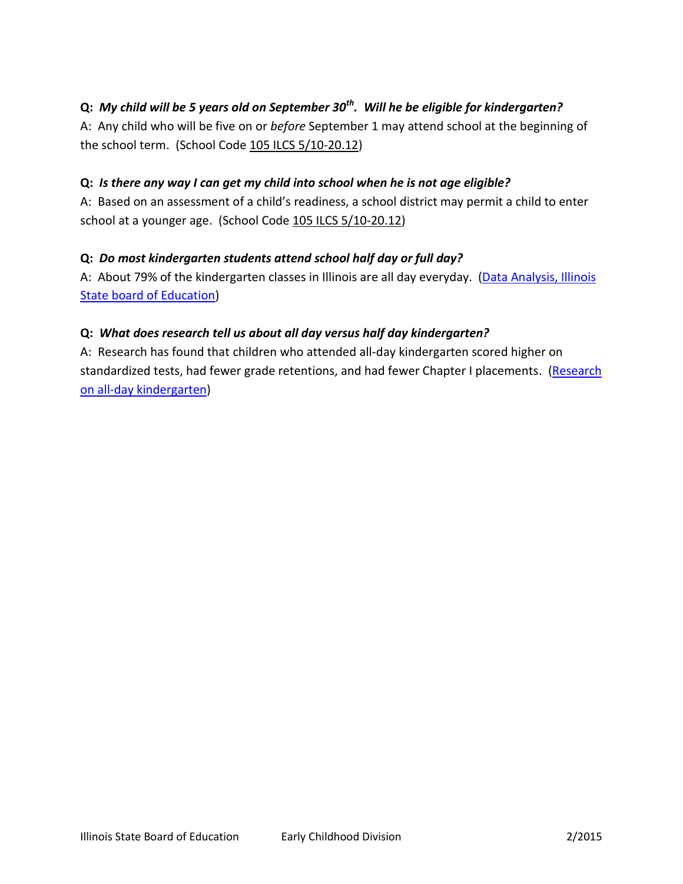**Q:** ***My child will be 5 years old on September 30th. Will he be eligible for kindergarten?***

A: Any child who will be five on or *before* September 1 may attend school at the beginning of the school term. (School Code 105 ILCS 5/10-20.12)

**Q:** ***Is there any way I can get my child into school when he is not age eligible?***

A: Based on an assessment of a child's readiness, a school district may permit a child to enter school at a younger age. (School Code 105 ILCS 5/10-20.12)

**Q:** ***Do most kindergarten students attend school half day or full day?***

A: About 79% of the kindergarten classes in Illinois are all day everyday. (Data Analysis, Illinois State board of Education)

**Q:** ***What does research tell us about all day versus half day kindergarten?***

A: Research has found that children who attended all-day kindergarten scored higher on standardized tests, had fewer grade retentions, and had fewer Chapter I placements. (Research on all-day kindergarten)